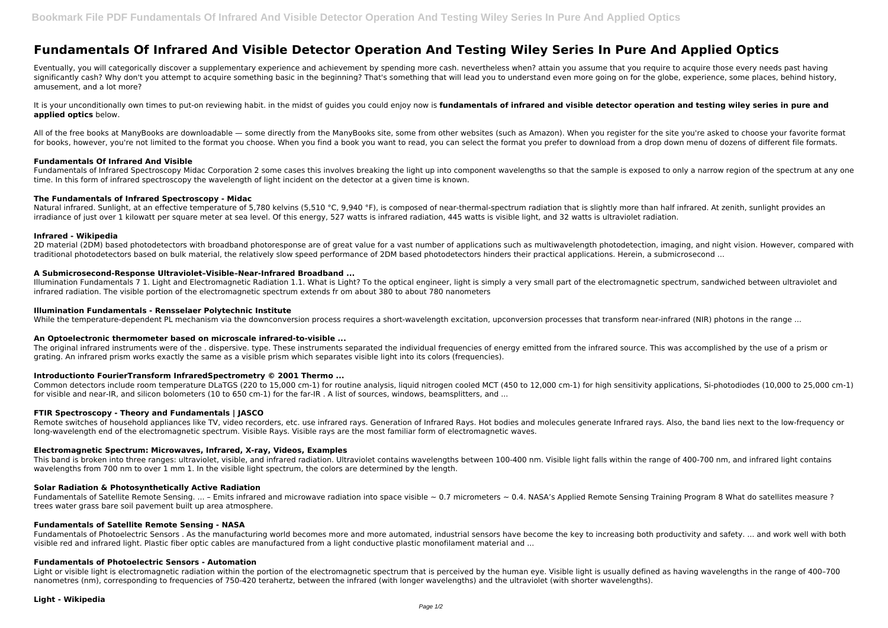# Fundamentals Of Infrared And Visible Detector Operation And Testing Wiley Series In Pure And Applied Optics

Eventually, you will categorically discover a supplementary experience and achievement by spending more cash. nevertheless when? attain you assume that you require to acquire those every needs past having significantly cash? Why don't you attempt to acquire something basic in the beginning? That's something that will lead you to understand even more going on for the globe, experience, some places, behind history, amusement, and a lot more?

It is your unconditionally own times to put-on reviewing habit. in the midst of guides you could enjoy now is **fundamentals of infrared and visible detector operation and testing wiley series in pure and applied optics** below.

All of the free books at ManyBooks are downloadable — some directly from the ManyBooks site, some from other websites (such as Amazon). When you register for the site you're asked to choose your favorite format for books, however, you're not limited to the format you choose. When you find a book you want to read, you can select the format you prefer to download from a drop down menu of dozens of different file formats.

### Fundamentals Of Infrared And Visible

Fundamentals of Infrared Spectroscopy Midac Corporation 2 some cases this involves breaking the light up into component wavelengths so that the sample is exposed to only a narrow region of the spectrum at any one time. In this form of infrared spectroscopy the wavelength of light incident on the detector at a given time is known.

### The Fundamentals of Infrared Spectroscopy - Midac

Natural infrared. Sunlight, at an effective temperature of 5,780 kelvins (5,510 °C, 9,940 °F), is composed of near-thermal-spectrum radiation that is slightly more than half infrared. At zenith, sunlight provides an irradiance of just over 1 kilowatt per square meter at sea level. Of this energy, 527 watts is infrared radiation, 445 watts is visible light, and 32 watts is ultraviolet radiation.

### Infrared - Wikipedia

2D material (2DM) based photodetectors with broadband photoresponse are of great value for a vast number of applications such as multiwavelength photodetection, imaging, and night vision. However, compared with traditional photodetectors based on bulk material, the relatively slow speed performance of 2DM based photodetectors hinders their practical applications. Herein, a submicrosecond ...

### A Submicrosecond-Response Ultraviolet–Visible–Near-Infrared Broadband ...

Illumination Fundamentals 7 1. Light and Electromagnetic Radiation 1.1. What is Light? To the optical engineer, light is simply a very small part of the electromagnetic spectrum, sandwiched between ultraviolet and infrared radiation. The visible portion of the electromagnetic spectrum extends fr om about 380 to about 780 nanometers

### Illumination Fundamentals - Rensselaer Polytechnic Institute

While the temperature-dependent PL mechanism via the downconversion process requires a short-wavelength excitation, upconversion processes that transform near-infrared (NIR) photons in the range ...

### An Optoelectronic thermometer based on microscale infrared-to-visible ...

The original infrared instruments were of the . dispersive. type. These instruments separated the individual frequencies of energy emitted from the infrared source. This was accomplished by the use of a prism or grating. An infrared prism works exactly the same as a visible prism which separates visible light into its colors (frequencies).

### Introductionto FourierTransform InfraredSpectrometry © 2001 Thermo ...

Common detectors include room temperature DLaTGS (220 to 15,000 cm-1) for routine analysis, liquid nitrogen cooled MCT (450 to 12,000 cm-1) for high sensitivity applications, Si-photodiodes (10,000 to 25,000 cm-1) for visible and near-IR, and silicon bolometers (10 to 650 cm-1) for the far-IR . A list of sources, windows, beamsplitters, and ...

### FTIR Spectroscopy - Theory and Fundamentals | JASCO

Remote switches of household appliances like TV, video recorders, etc. use infrared rays. Generation of Infrared Rays. Hot bodies and molecules generate Infrared rays. Also, the band lies next to the low-frequency or long-wavelength end of the electromagnetic spectrum. Visible Rays. Visible rays are the most familiar form of electromagnetic waves.

### Electromagnetic Spectrum: Microwaves, Infrared, X-ray, Videos, Examples

This band is broken into three ranges: ultraviolet, visible, and infrared radiation. Ultraviolet contains wavelengths between 100-400 nm. Visible light falls within the range of 400-700 nm, and infrared light contains wavelengths from 700 nm to over 1 mm 1. In the visible light spectrum, the colors are determined by the length.

### Solar Radiation & Photosynthetically Active Radiation

Fundamentals of Satellite Remote Sensing. ... – Emits infrared and microwave radiation into space visible ~ 0.7 micrometers ~ 0.4. NASA's Applied Remote Sensing Training Program 8 What do satellites measure ? trees water grass bare soil pavement built up area atmosphere.

### Fundamentals of Satellite Remote Sensing - NASA

Fundamentals of Photoelectric Sensors . As the manufacturing world becomes more and more automated, industrial sensors have become the key to increasing both productivity and safety. ... and work well with both visible red and infrared light. Plastic fiber optic cables are manufactured from a light conductive plastic monofilament material and ...

### Fundamentals of Photoelectric Sensors - Automation

Light or visible light is electromagnetic radiation within the portion of the electromagnetic spectrum that is perceived by the human eye. Visible light is usually defined as having wavelengths in the range of 400–700 nanometres (nm), corresponding to frequencies of 750-420 terahertz, between the infrared (with longer wavelengths) and the ultraviolet (with shorter wavelengths).

### Light - Wikipedia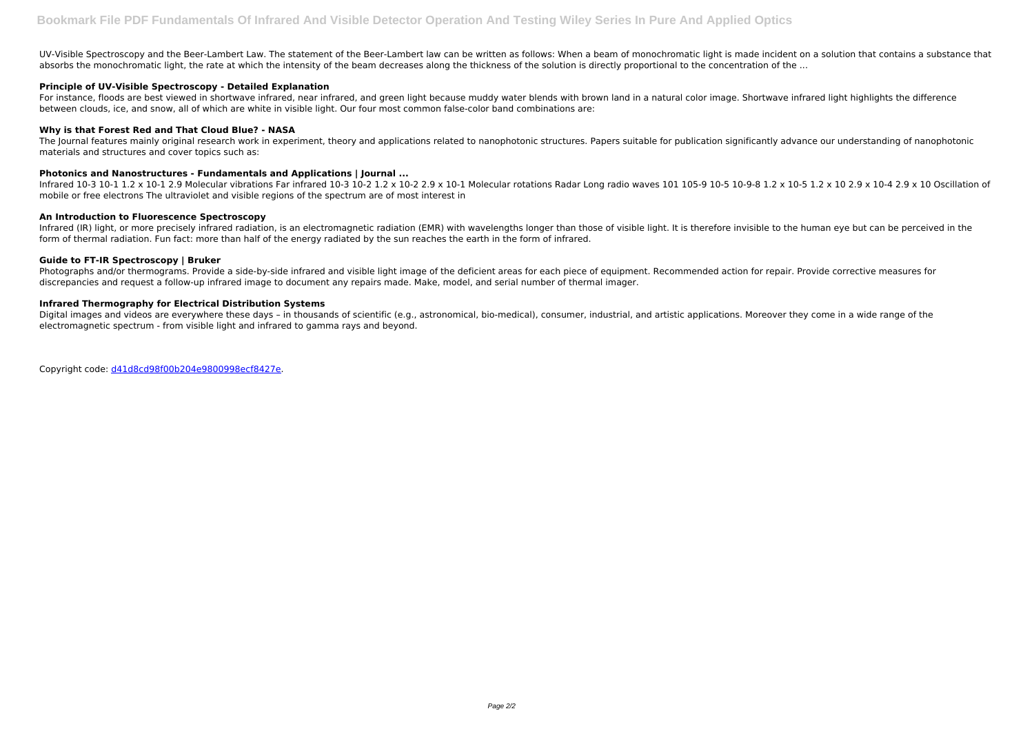UV-Visible Spectroscopy and the Beer-Lambert Law. The statement of the Beer-Lambert law can be written as follows: When a beam of monochromatic light is made incident on a solution that contains a substance that absorbs the monochromatic light, the rate at which the intensity of the beam decreases along the thickness of the solution is directly proportional to the concentration of the ...

### Principle of UV-Visible Spectroscopy - Detailed Explanation

For instance, floods are best viewed in shortwave infrared, near infrared, and green light because muddy water blends with brown land in a natural color image. Shortwave infrared light highlights the difference between clouds, ice, and snow, all of which are white in visible light. Our four most common false-color band combinations are:

### Why is that Forest Red and That Cloud Blue? - NASA

The Journal features mainly original research work in experiment, theory and applications related to nanophotonic structures. Papers suitable for publication significantly advance our understanding of nanophotonic materials and structures and cover topics such as:

### Photonics and Nanostructures - Fundamentals and Applications | Journal ...

Infrared 10-3 10-1 1.2 x 10-1 2.9 Molecular vibrations Far infrared 10-3 10-2 1.2 x 10-2 2.9 x 10-1 Molecular rotations Radar Long radio waves 101 105-9 10-5 10-9-8 1.2 x 10-5 1.2 x 10 2.9 x 10-4 2.9 x 10 Oscillation of mobile or free electrons The ultraviolet and visible regions of the spectrum are of most interest in

### An Introduction to Fluorescence Spectroscopy

Infrared (IR) light, or more precisely infrared radiation, is an electromagnetic radiation (EMR) with wavelengths longer than those of visible light. It is therefore invisible to the human eye but can be perceived in the form of thermal radiation. Fun fact: more than half of the energy radiated by the sun reaches the earth in the form of infrared.

### Guide to FT-IR Spectroscopy | Bruker

Photographs and/or thermograms. Provide a side-by-side infrared and visible light image of the deficient areas for each piece of equipment. Recommended action for repair. Provide corrective measures for discrepancies and request a follow-up infrared image to document any repairs made. Make, model, and serial number of thermal imager.

### Infrared Thermography for Electrical Distribution Systems

Digital images and videos are everywhere these days – in thousands of scientific (e.g., astronomical, bio-medical), consumer, industrial, and artistic applications. Moreover they come in a wide range of the electromagnetic spectrum - from visible light and infrared to gamma rays and beyond.

Copyright code: d41d8cd98f00b204e9800998ecf8427e.